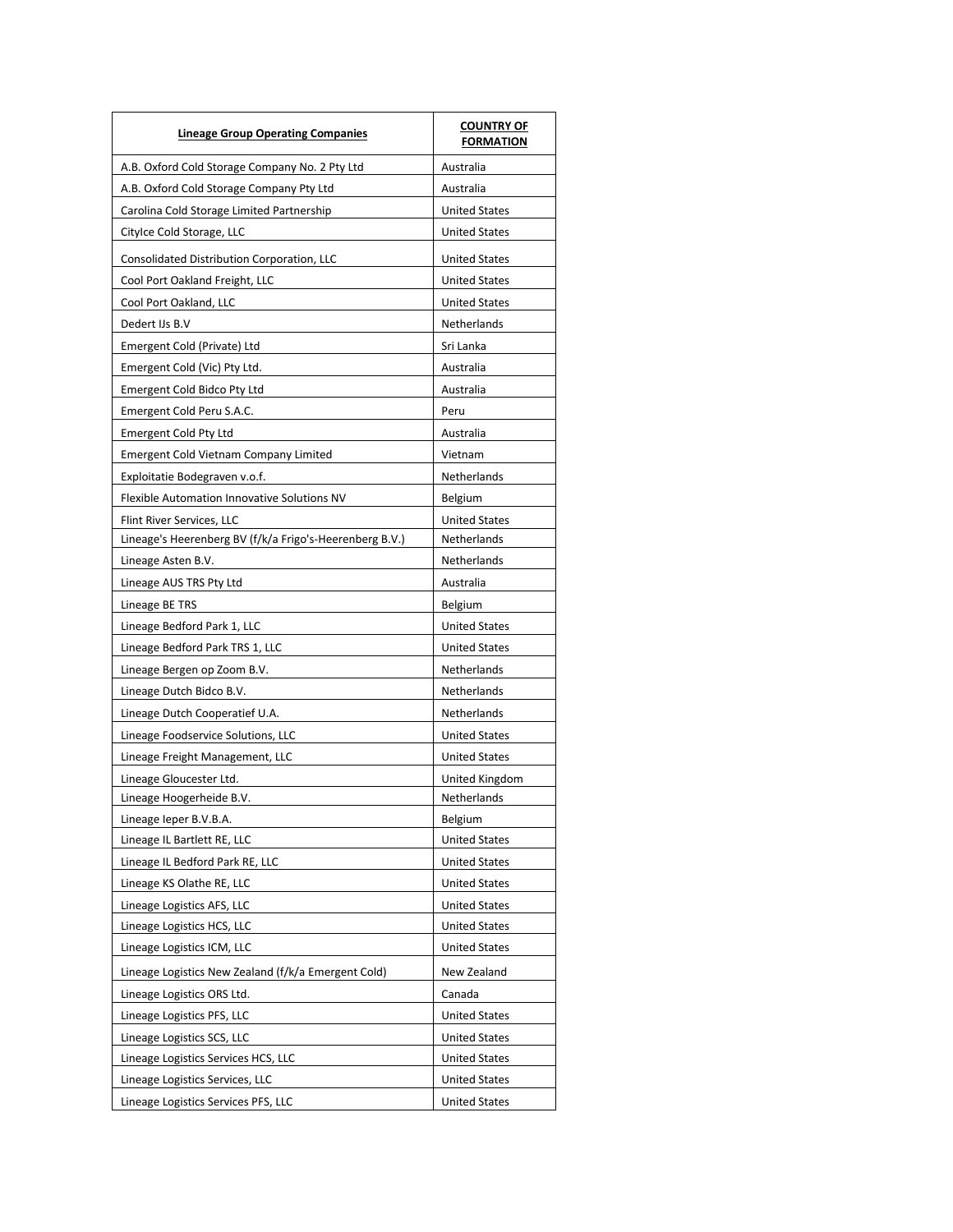| Lineage Group Operating Companies | COUNTRY OF FORMATION |
|---|---|
| A.B. Oxford Cold Storage Company No. 2 Pty Ltd | Australia |
| A.B. Oxford Cold Storage Company Pty Ltd | Australia |
| Carolina Cold Storage Limited Partnership | United States |
| CityIce Cold Storage, LLC | United States |
| Consolidated Distribution Corporation, LLC | United States |
| Cool Port Oakland Freight, LLC | United States |
| Cool Port Oakland, LLC | United States |
| Dedert IJs B.V | Netherlands |
| Emergent Cold (Private) Ltd | Sri Lanka |
| Emergent Cold (Vic) Pty Ltd. | Australia |
| Emergent Cold Bidco Pty Ltd | Australia |
| Emergent Cold Peru S.A.C. | Peru |
| Emergent Cold Pty Ltd | Australia |
| Emergent Cold Vietnam Company Limited | Vietnam |
| Exploitatie Bodegraven v.o.f. | Netherlands |
| Flexible Automation Innovative Solutions NV | Belgium |
| Flint River Services, LLC | United States |
| Lineage's Heerenberg BV (f/k/a Frigo's-Heerenberg B.V.) | Netherlands |
| Lineage Asten B.V. | Netherlands |
| Lineage AUS TRS Pty Ltd | Australia |
| Lineage BE TRS | Belgium |
| Lineage Bedford Park 1, LLC | United States |
| Lineage Bedford Park TRS 1, LLC | United States |
| Lineage Bergen op Zoom B.V. | Netherlands |
| Lineage Dutch Bidco B.V. | Netherlands |
| Lineage Dutch Cooperatief U.A. | Netherlands |
| Lineage Foodservice Solutions, LLC | United States |
| Lineage Freight Management, LLC | United States |
| Lineage Gloucester Ltd. | United Kingdom |
| Lineage Hoogerheide B.V. | Netherlands |
| Lineage Ieper B.V.B.A. | Belgium |
| Lineage IL Bartlett RE, LLC | United States |
| Lineage IL Bedford Park RE, LLC | United States |
| Lineage KS Olathe RE, LLC | United States |
| Lineage Logistics AFS, LLC | United States |
| Lineage Logistics HCS, LLC | United States |
| Lineage Logistics ICM, LLC | United States |
| Lineage Logistics New Zealand (f/k/a Emergent Cold) | New Zealand |
| Lineage Logistics ORS Ltd. | Canada |
| Lineage Logistics PFS, LLC | United States |
| Lineage Logistics SCS, LLC | United States |
| Lineage Logistics Services HCS, LLC | United States |
| Lineage Logistics Services, LLC | United States |
| Lineage Logistics Services PFS, LLC | United States |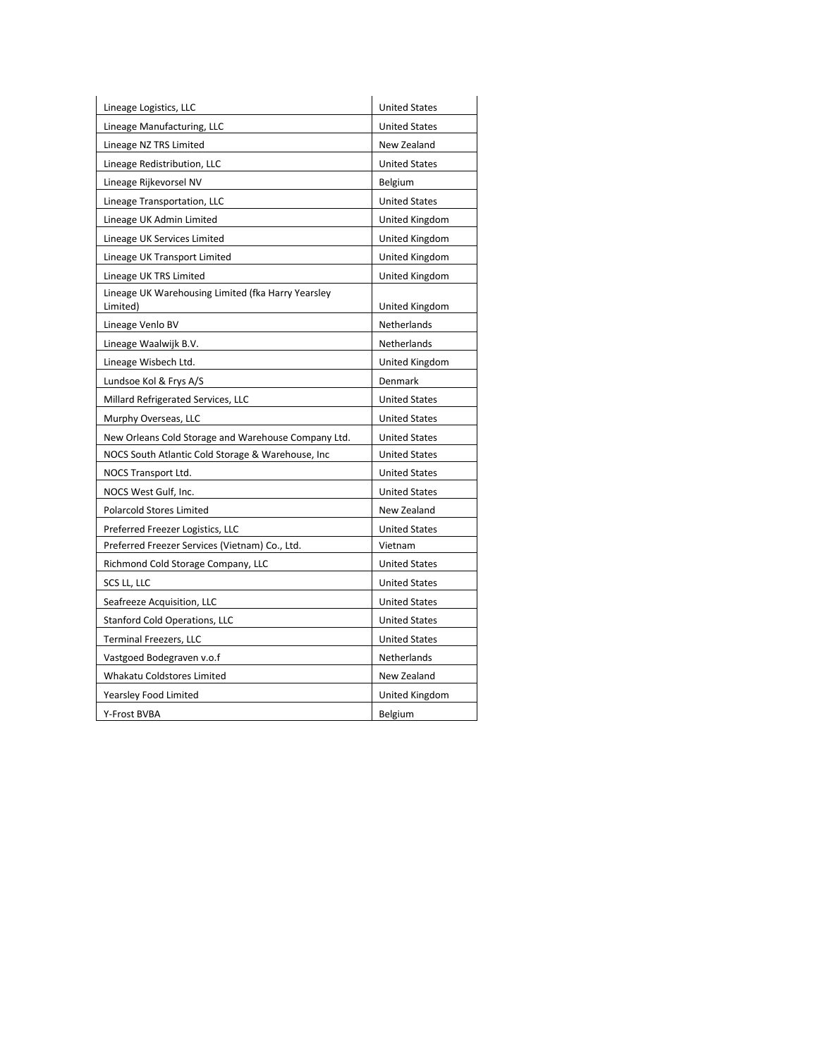| | |
|---|---|
| Lineage Logistics, LLC | United States |
| Lineage Manufacturing, LLC | United States |
| Lineage NZ TRS Limited | New Zealand |
| Lineage Redistribution, LLC | United States |
| Lineage Rijkevorsel NV | Belgium |
| Lineage Transportation, LLC | United States |
| Lineage UK Admin Limited | United Kingdom |
| Lineage UK Services Limited | United Kingdom |
| Lineage UK Transport Limited | United Kingdom |
| Lineage UK TRS Limited | United Kingdom |
| Lineage UK Warehousing Limited (fka Harry Yearsley Limited) | United Kingdom |
| Lineage Venlo BV | Netherlands |
| Lineage Waalwijk B.V. | Netherlands |
| Lineage Wisbech Ltd. | United Kingdom |
| Lundsoe Kol & Frys A/S | Denmark |
| Millard Refrigerated Services, LLC | United States |
| Murphy Overseas, LLC | United States |
| New Orleans Cold Storage and Warehouse Company Ltd. | United States |
| NOCS South Atlantic Cold Storage & Warehouse, Inc | United States |
| NOCS Transport Ltd. | United States |
| NOCS West Gulf, Inc. | United States |
| Polarcold Stores Limited | New Zealand |
| Preferred Freezer Logistics, LLC | United States |
| Preferred Freezer Services (Vietnam) Co., Ltd. | Vietnam |
| Richmond Cold Storage Company, LLC | United States |
| SCS LL, LLC | United States |
| Seafreeze Acquisition, LLC | United States |
| Stanford Cold Operations, LLC | United States |
| Terminal Freezers, LLC | United States |
| Vastgoed Bodegraven v.o.f | Netherlands |
| Whakatu Coldstores Limited | New Zealand |
| Yearsley Food Limited | United Kingdom |
| Y-Frost BVBA | Belgium |